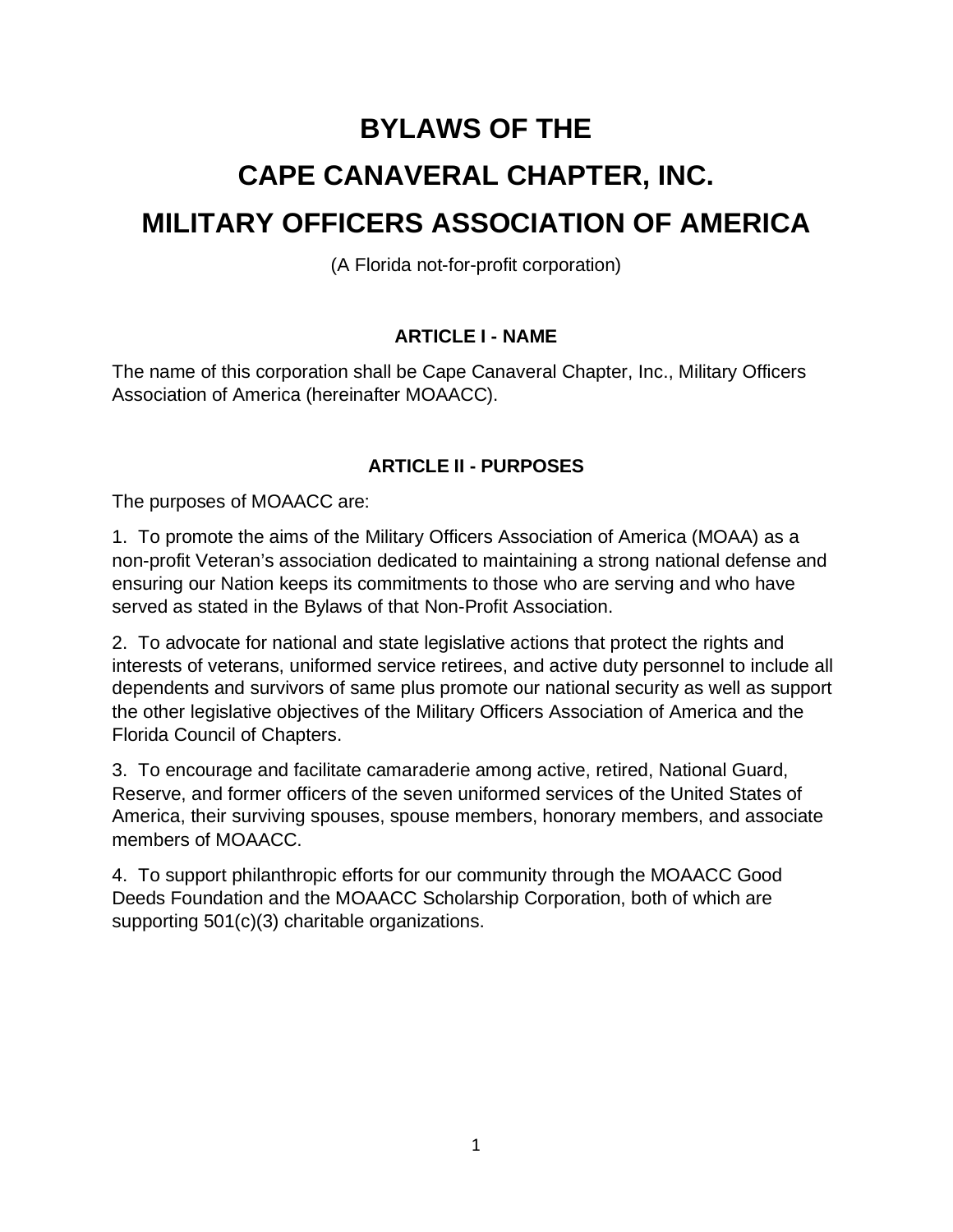# BYLAWS OF THE
# CAPE CANAVERAL CHAPTER, INC.
# MILITARY OFFICERS ASSOCIATION OF AMERICA

(A Florida not-for-profit corporation)

## ARTICLE I - NAME

The name of this corporation shall be Cape Canaveral Chapter, Inc., Military Officers Association of America (hereinafter MOAACC).

## ARTICLE II - PURPOSES

The purposes of MOAACC are:

1. To promote the aims of the Military Officers Association of America (MOAA) as a non-profit Veteran's association dedicated to maintaining a strong national defense and ensuring our Nation keeps its commitments to those who are serving and who have served as stated in the Bylaws of that Non-Profit Association.

2. To advocate for national and state legislative actions that protect the rights and interests of veterans, uniformed service retirees, and active duty personnel to include all dependents and survivors of same plus promote our national security as well as support the other legislative objectives of the Military Officers Association of America and the Florida Council of Chapters.

3. To encourage and facilitate camaraderie among active, retired, National Guard, Reserve, and former officers of the seven uniformed services of the United States of America, their surviving spouses, spouse members, honorary members, and associate members of MOAACC.

4. To support philanthropic efforts for our community through the MOAACC Good Deeds Foundation and the MOAACC Scholarship Corporation, both of which are supporting 501(c)(3) charitable organizations.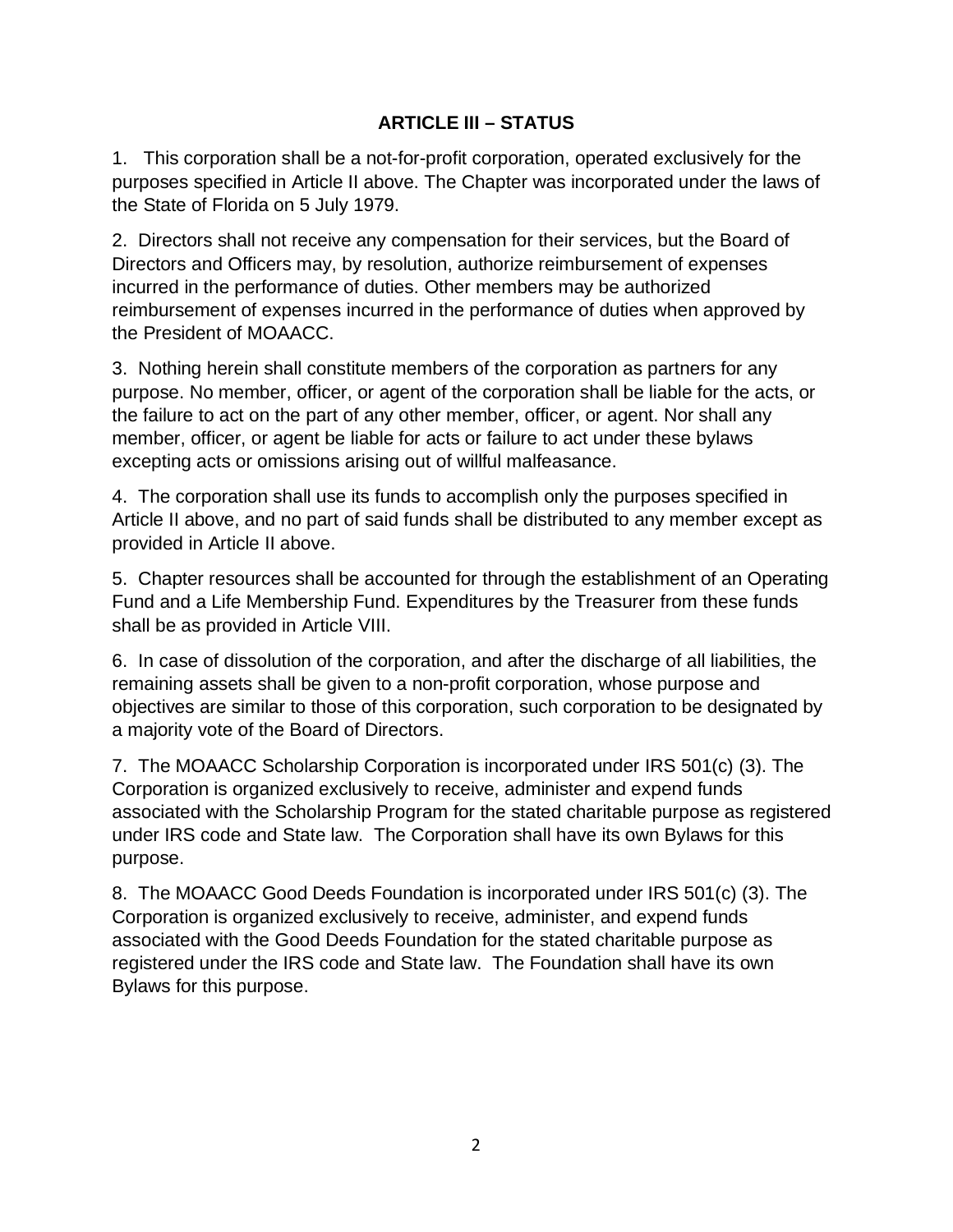## ARTICLE III – STATUS

1. This corporation shall be a not-for-profit corporation, operated exclusively for the purposes specified in Article II above. The Chapter was incorporated under the laws of the State of Florida on 5 July 1979.

2. Directors shall not receive any compensation for their services, but the Board of Directors and Officers may, by resolution, authorize reimbursement of expenses incurred in the performance of duties. Other members may be authorized reimbursement of expenses incurred in the performance of duties when approved by the President of MOAACC.

3. Nothing herein shall constitute members of the corporation as partners for any purpose. No member, officer, or agent of the corporation shall be liable for the acts, or the failure to act on the part of any other member, officer, or agent. Nor shall any member, officer, or agent be liable for acts or failure to act under these bylaws excepting acts or omissions arising out of willful malfeasance.

4. The corporation shall use its funds to accomplish only the purposes specified in Article II above, and no part of said funds shall be distributed to any member except as provided in Article II above.

5. Chapter resources shall be accounted for through the establishment of an Operating Fund and a Life Membership Fund. Expenditures by the Treasurer from these funds shall be as provided in Article VIII.

6. In case of dissolution of the corporation, and after the discharge of all liabilities, the remaining assets shall be given to a non-profit corporation, whose purpose and objectives are similar to those of this corporation, such corporation to be designated by a majority vote of the Board of Directors.

7. The MOAACC Scholarship Corporation is incorporated under IRS 501(c) (3). The Corporation is organized exclusively to receive, administer and expend funds associated with the Scholarship Program for the stated charitable purpose as registered under IRS code and State law. The Corporation shall have its own Bylaws for this purpose.

8. The MOAACC Good Deeds Foundation is incorporated under IRS 501(c) (3). The Corporation is organized exclusively to receive, administer, and expend funds associated with the Good Deeds Foundation for the stated charitable purpose as registered under the IRS code and State law. The Foundation shall have its own Bylaws for this purpose.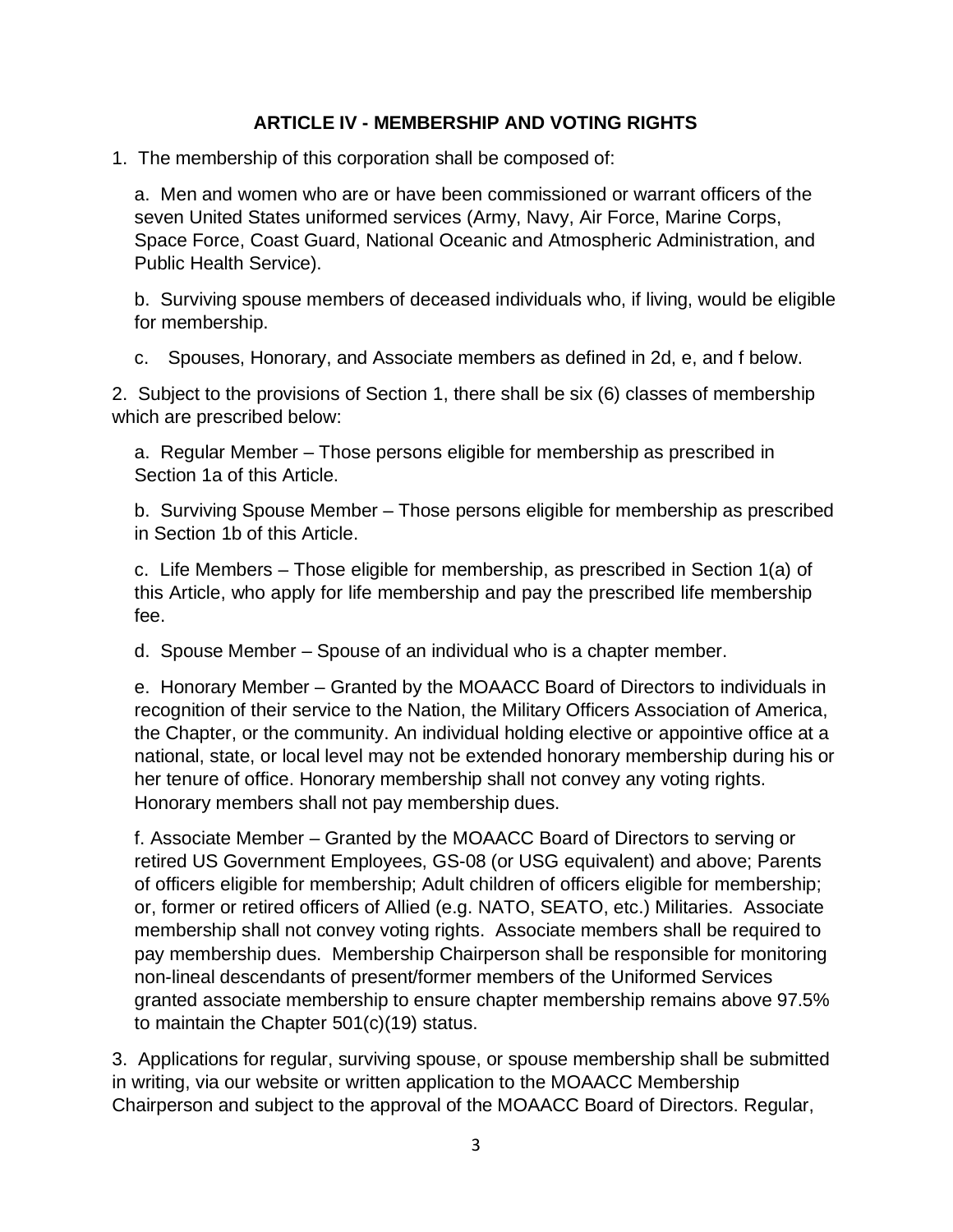## ARTICLE IV - MEMBERSHIP AND VOTING RIGHTS

1. The membership of this corporation shall be composed of:

   a. Men and women who are or have been commissioned or warrant officers of the seven United States uniformed services (Army, Navy, Air Force, Marine Corps, Space Force, Coast Guard, National Oceanic and Atmospheric Administration, and Public Health Service).

   b. Surviving spouse members of deceased individuals who, if living, would be eligible for membership.

   c. Spouses, Honorary, and Associate members as defined in 2d, e, and f below.

2. Subject to the provisions of Section 1, there shall be six (6) classes of membership which are prescribed below:

   a. Regular Member – Those persons eligible for membership as prescribed in Section 1a of this Article.

   b. Surviving Spouse Member – Those persons eligible for membership as prescribed in Section 1b of this Article.

   c. Life Members – Those eligible for membership, as prescribed in Section 1(a) of this Article, who apply for life membership and pay the prescribed life membership fee.

   d. Spouse Member – Spouse of an individual who is a chapter member.

   e. Honorary Member – Granted by the MOAACC Board of Directors to individuals in recognition of their service to the Nation, the Military Officers Association of America, the Chapter, or the community. An individual holding elective or appointive office at a national, state, or local level may not be extended honorary membership during his or her tenure of office. Honorary membership shall not convey any voting rights. Honorary members shall not pay membership dues.

   f. Associate Member – Granted by the MOAACC Board of Directors to serving or retired US Government Employees, GS-08 (or USG equivalent) and above; Parents of officers eligible for membership; Adult children of officers eligible for membership; or, former or retired officers of Allied (e.g. NATO, SEATO, etc.) Militaries. Associate membership shall not convey voting rights. Associate members shall be required to pay membership dues. Membership Chairperson shall be responsible for monitoring non-lineal descendants of present/former members of the Uniformed Services granted associate membership to ensure chapter membership remains above 97.5% to maintain the Chapter 501(c)(19) status.

3. Applications for regular, surviving spouse, or spouse membership shall be submitted in writing, via our website or written application to the MOAACC Membership Chairperson and subject to the approval of the MOAACC Board of Directors. Regular,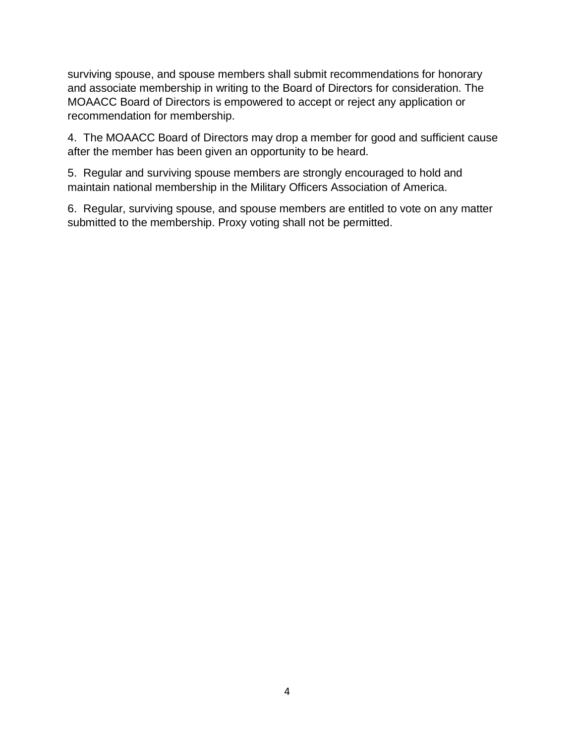surviving spouse, and spouse members shall submit recommendations for honorary and associate membership in writing to the Board of Directors for consideration. The MOAACC Board of Directors is empowered to accept or reject any application or recommendation for membership.

4. The MOAACC Board of Directors may drop a member for good and sufficient cause after the member has been given an opportunity to be heard.

5. Regular and surviving spouse members are strongly encouraged to hold and maintain national membership in the Military Officers Association of America.

6. Regular, surviving spouse, and spouse members are entitled to vote on any matter submitted to the membership. Proxy voting shall not be permitted.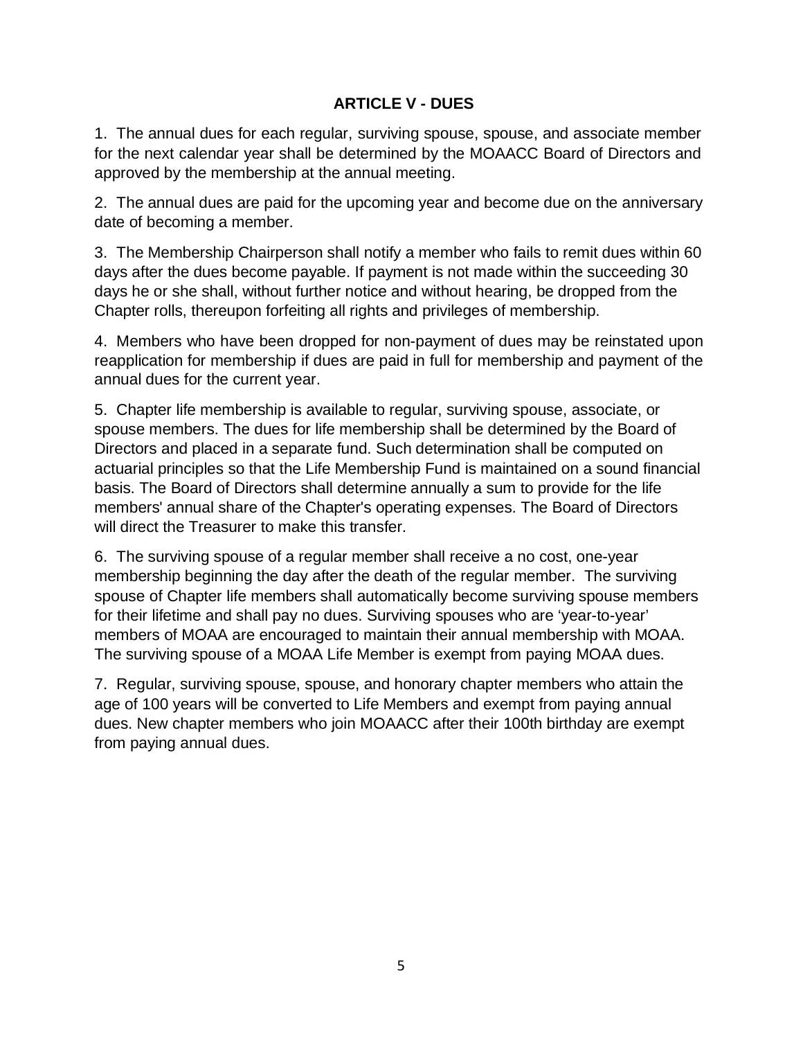## ARTICLE V - DUES

1. The annual dues for each regular, surviving spouse, spouse, and associate member for the next calendar year shall be determined by the MOAACC Board of Directors and approved by the membership at the annual meeting.

2. The annual dues are paid for the upcoming year and become due on the anniversary date of becoming a member.

3. The Membership Chairperson shall notify a member who fails to remit dues within 60 days after the dues become payable. If payment is not made within the succeeding 30 days he or she shall, without further notice and without hearing, be dropped from the Chapter rolls, thereupon forfeiting all rights and privileges of membership.

4. Members who have been dropped for non-payment of dues may be reinstated upon reapplication for membership if dues are paid in full for membership and payment of the annual dues for the current year.

5. Chapter life membership is available to regular, surviving spouse, associate, or spouse members. The dues for life membership shall be determined by the Board of Directors and placed in a separate fund. Such determination shall be computed on actuarial principles so that the Life Membership Fund is maintained on a sound financial basis. The Board of Directors shall determine annually a sum to provide for the life members' annual share of the Chapter's operating expenses. The Board of Directors will direct the Treasurer to make this transfer.

6. The surviving spouse of a regular member shall receive a no cost, one-year membership beginning the day after the death of the regular member. The surviving spouse of Chapter life members shall automatically become surviving spouse members for their lifetime and shall pay no dues. Surviving spouses who are 'year-to-year' members of MOAA are encouraged to maintain their annual membership with MOAA. The surviving spouse of a MOAA Life Member is exempt from paying MOAA dues.

7. Regular, surviving spouse, spouse, and honorary chapter members who attain the age of 100 years will be converted to Life Members and exempt from paying annual dues. New chapter members who join MOAACC after their 100th birthday are exempt from paying annual dues.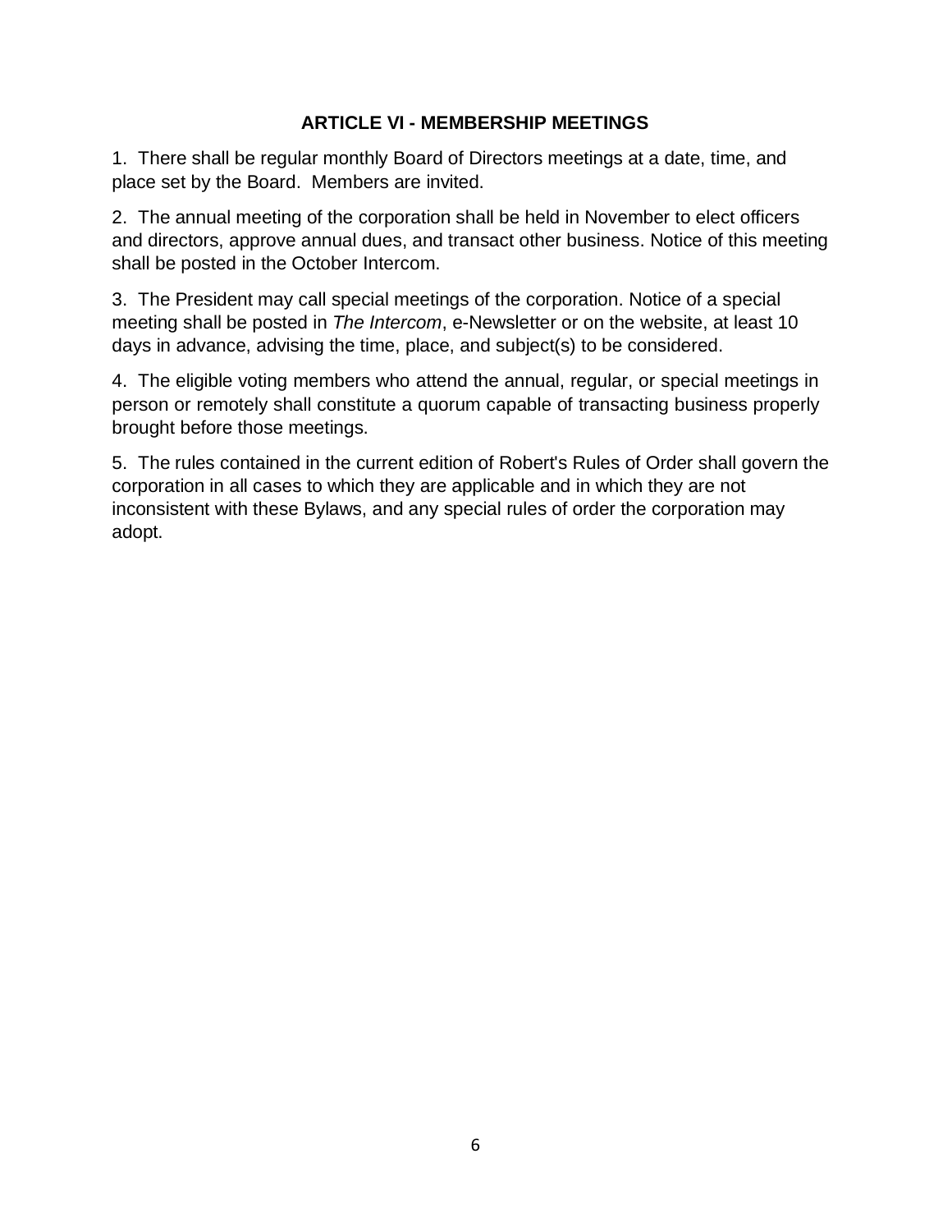## ARTICLE VI - MEMBERSHIP MEETINGS

1. There shall be regular monthly Board of Directors meetings at a date, time, and place set by the Board. Members are invited.

2. The annual meeting of the corporation shall be held in November to elect officers and directors, approve annual dues, and transact other business. Notice of this meeting shall be posted in the October Intercom.

3. The President may call special meetings of the corporation. Notice of a special meeting shall be posted in *The Intercom*, e-Newsletter or on the website, at least 10 days in advance, advising the time, place, and subject(s) to be considered.

4. The eligible voting members who attend the annual, regular, or special meetings in person or remotely shall constitute a quorum capable of transacting business properly brought before those meetings.

5. The rules contained in the current edition of Robert's Rules of Order shall govern the corporation in all cases to which they are applicable and in which they are not inconsistent with these Bylaws, and any special rules of order the corporation may adopt.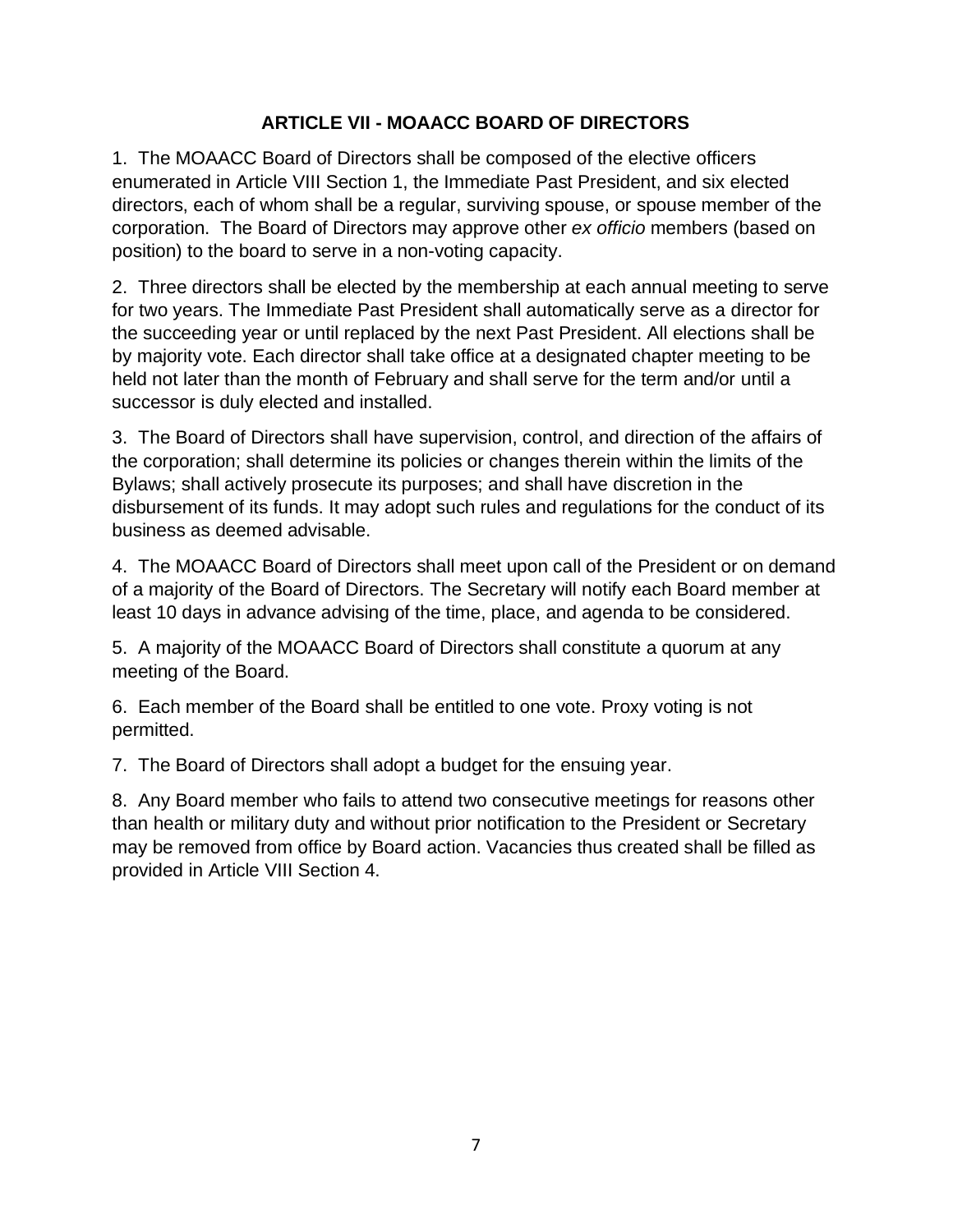## ARTICLE VII - MOAACC BOARD OF DIRECTORS

1. The MOAACC Board of Directors shall be composed of the elective officers enumerated in Article VIII Section 1, the Immediate Past President, and six elected directors, each of whom shall be a regular, surviving spouse, or spouse member of the corporation. The Board of Directors may approve other *ex officio* members (based on position) to the board to serve in a non-voting capacity.

2. Three directors shall be elected by the membership at each annual meeting to serve for two years. The Immediate Past President shall automatically serve as a director for the succeeding year or until replaced by the next Past President. All elections shall be by majority vote. Each director shall take office at a designated chapter meeting to be held not later than the month of February and shall serve for the term and/or until a successor is duly elected and installed.

3. The Board of Directors shall have supervision, control, and direction of the affairs of the corporation; shall determine its policies or changes therein within the limits of the Bylaws; shall actively prosecute its purposes; and shall have discretion in the disbursement of its funds. It may adopt such rules and regulations for the conduct of its business as deemed advisable.

4. The MOAACC Board of Directors shall meet upon call of the President or on demand of a majority of the Board of Directors. The Secretary will notify each Board member at least 10 days in advance advising of the time, place, and agenda to be considered.

5. A majority of the MOAACC Board of Directors shall constitute a quorum at any meeting of the Board.

6. Each member of the Board shall be entitled to one vote. Proxy voting is not permitted.

7. The Board of Directors shall adopt a budget for the ensuing year.

8. Any Board member who fails to attend two consecutive meetings for reasons other than health or military duty and without prior notification to the President or Secretary may be removed from office by Board action. Vacancies thus created shall be filled as provided in Article VIII Section 4.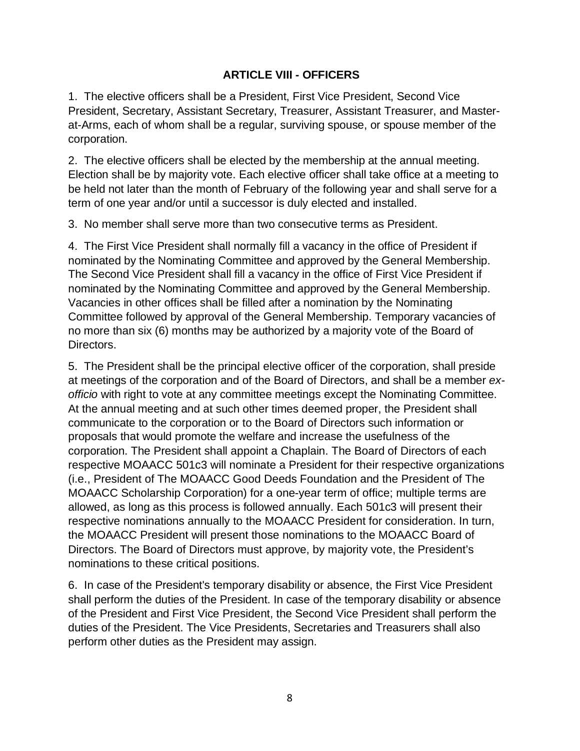## ARTICLE VIII - OFFICERS

1. The elective officers shall be a President, First Vice President, Second Vice President, Secretary, Assistant Secretary, Treasurer, Assistant Treasurer, and Master-at-Arms, each of whom shall be a regular, surviving spouse, or spouse member of the corporation.

2. The elective officers shall be elected by the membership at the annual meeting. Election shall be by majority vote. Each elective officer shall take office at a meeting to be held not later than the month of February of the following year and shall serve for a term of one year and/or until a successor is duly elected and installed.

3. No member shall serve more than two consecutive terms as President.

4. The First Vice President shall normally fill a vacancy in the office of President if nominated by the Nominating Committee and approved by the General Membership. The Second Vice President shall fill a vacancy in the office of First Vice President if nominated by the Nominating Committee and approved by the General Membership. Vacancies in other offices shall be filled after a nomination by the Nominating Committee followed by approval of the General Membership. Temporary vacancies of no more than six (6) months may be authorized by a majority vote of the Board of Directors.

5. The President shall be the principal elective officer of the corporation, shall preside at meetings of the corporation and of the Board of Directors, and shall be a member *ex-officio* with right to vote at any committee meetings except the Nominating Committee. At the annual meeting and at such other times deemed proper, the President shall communicate to the corporation or to the Board of Directors such information or proposals that would promote the welfare and increase the usefulness of the corporation. The President shall appoint a Chaplain. The Board of Directors of each respective MOAACC 501c3 will nominate a President for their respective organizations (i.e., President of The MOAACC Good Deeds Foundation and the President of The MOAACC Scholarship Corporation) for a one-year term of office; multiple terms are allowed, as long as this process is followed annually. Each 501c3 will present their respective nominations annually to the MOAACC President for consideration. In turn, the MOAACC President will present those nominations to the MOAACC Board of Directors. The Board of Directors must approve, by majority vote, the President's nominations to these critical positions.

6. In case of the President's temporary disability or absence, the First Vice President shall perform the duties of the President. In case of the temporary disability or absence of the President and First Vice President, the Second Vice President shall perform the duties of the President. The Vice Presidents, Secretaries and Treasurers shall also perform other duties as the President may assign.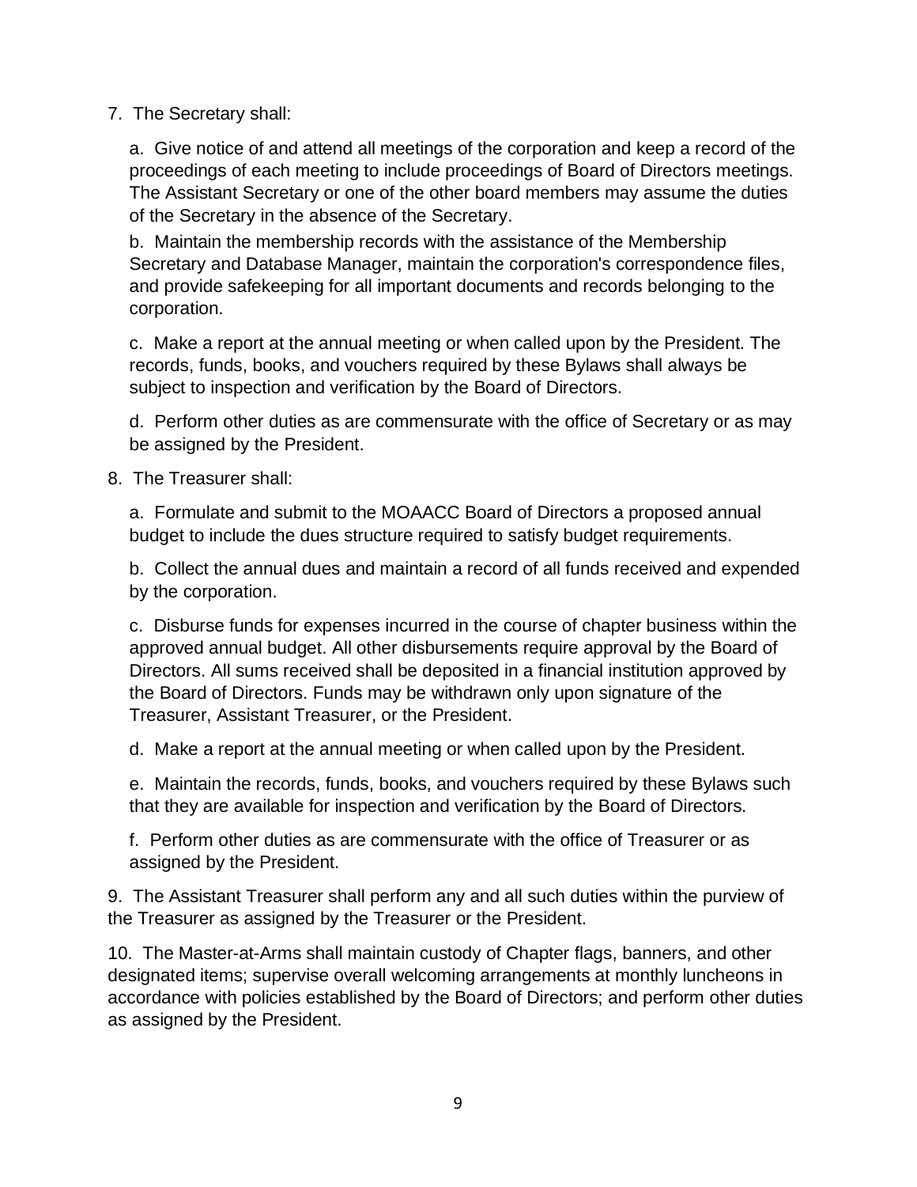7. The Secretary shall:

   a. Give notice of and attend all meetings of the corporation and keep a record of the proceedings of each meeting to include proceedings of Board of Directors meetings. The Assistant Secretary or one of the other board members may assume the duties of the Secretary in the absence of the Secretary.

   b. Maintain the membership records with the assistance of the Membership Secretary and Database Manager, maintain the corporation's correspondence files, and provide safekeeping for all important documents and records belonging to the corporation.

   c. Make a report at the annual meeting or when called upon by the President. The records, funds, books, and vouchers required by these Bylaws shall always be subject to inspection and verification by the Board of Directors.

   d. Perform other duties as are commensurate with the office of Secretary or as may be assigned by the President.

8. The Treasurer shall:

   a. Formulate and submit to the MOAACC Board of Directors a proposed annual budget to include the dues structure required to satisfy budget requirements.

   b. Collect the annual dues and maintain a record of all funds received and expended by the corporation.

   c. Disburse funds for expenses incurred in the course of chapter business within the approved annual budget. All other disbursements require approval by the Board of Directors. All sums received shall be deposited in a financial institution approved by the Board of Directors. Funds may be withdrawn only upon signature of the Treasurer, Assistant Treasurer, or the President.

   d. Make a report at the annual meeting or when called upon by the President.

   e. Maintain the records, funds, books, and vouchers required by these Bylaws such that they are available for inspection and verification by the Board of Directors.

   f. Perform other duties as are commensurate with the office of Treasurer or as assigned by the President.

9. The Assistant Treasurer shall perform any and all such duties within the purview of the Treasurer as assigned by the Treasurer or the President.

10. The Master-at-Arms shall maintain custody of Chapter flags, banners, and other designated items; supervise overall welcoming arrangements at monthly luncheons in accordance with policies established by the Board of Directors; and perform other duties as assigned by the President.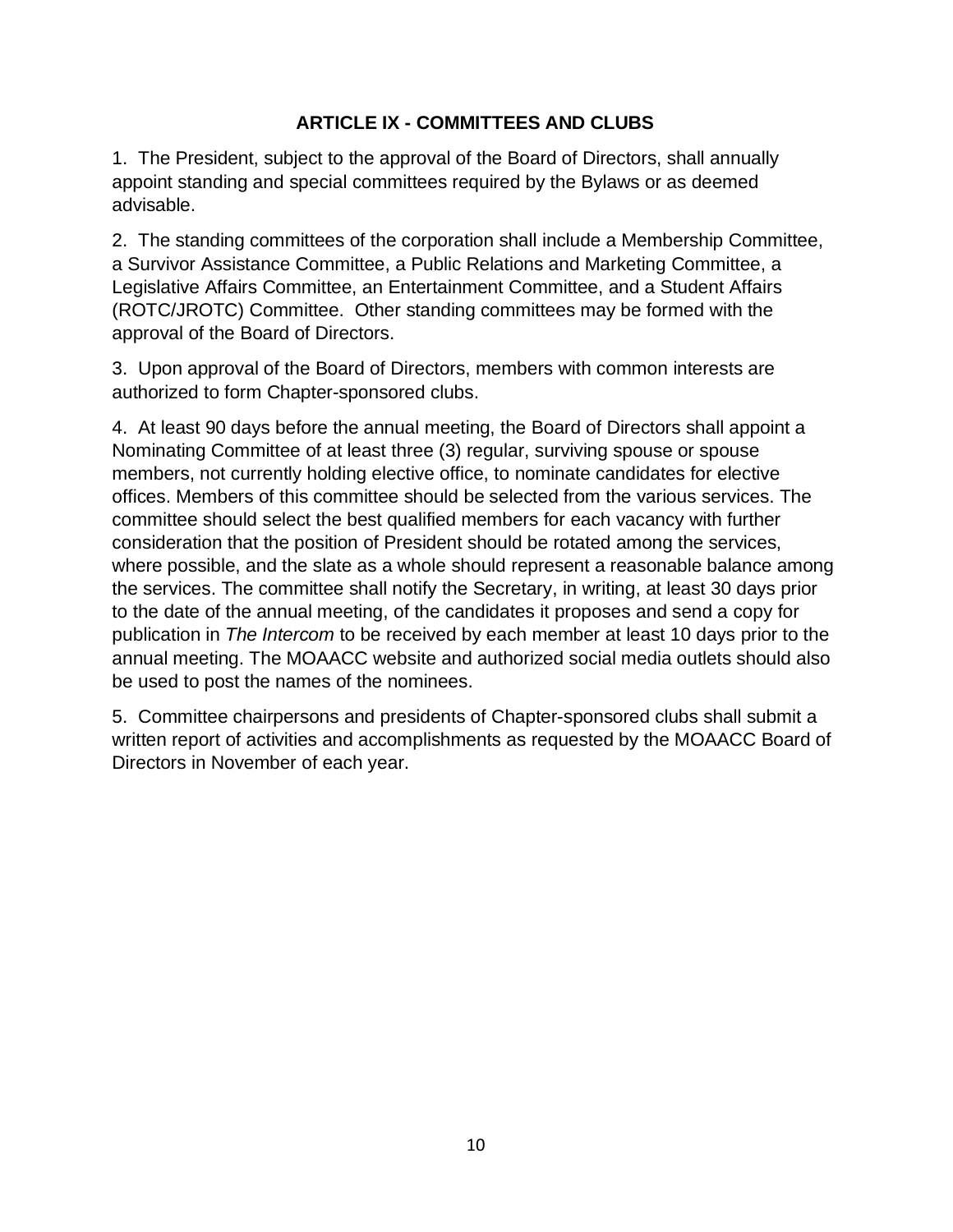## ARTICLE IX - COMMITTEES AND CLUBS

1. The President, subject to the approval of the Board of Directors, shall annually appoint standing and special committees required by the Bylaws or as deemed advisable.

2. The standing committees of the corporation shall include a Membership Committee, a Survivor Assistance Committee, a Public Relations and Marketing Committee, a Legislative Affairs Committee, an Entertainment Committee, and a Student Affairs (ROTC/JROTC) Committee. Other standing committees may be formed with the approval of the Board of Directors.

3. Upon approval of the Board of Directors, members with common interests are authorized to form Chapter-sponsored clubs.

4. At least 90 days before the annual meeting, the Board of Directors shall appoint a Nominating Committee of at least three (3) regular, surviving spouse or spouse members, not currently holding elective office, to nominate candidates for elective offices. Members of this committee should be selected from the various services. The committee should select the best qualified members for each vacancy with further consideration that the position of President should be rotated among the services, where possible, and the slate as a whole should represent a reasonable balance among the services. The committee shall notify the Secretary, in writing, at least 30 days prior to the date of the annual meeting, of the candidates it proposes and send a copy for publication in *The Intercom* to be received by each member at least 10 days prior to the annual meeting. The MOAACC website and authorized social media outlets should also be used to post the names of the nominees.

5. Committee chairpersons and presidents of Chapter-sponsored clubs shall submit a written report of activities and accomplishments as requested by the MOAACC Board of Directors in November of each year.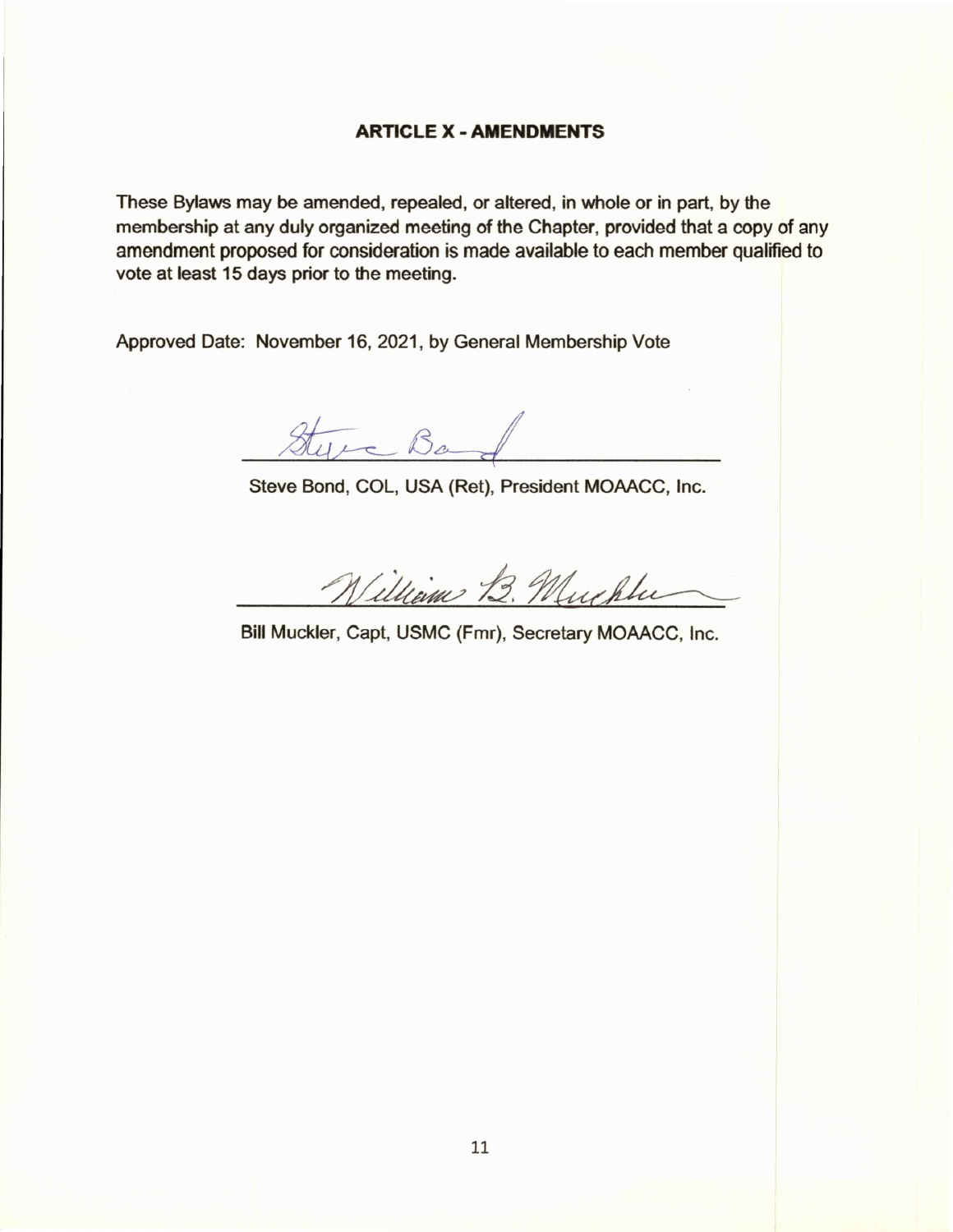## ARTICLE X - AMENDMENTS

These Bylaws may be amended, repealed, or altered, in whole or in part, by the membership at any duly organized meeting of the Chapter, provided that a copy of any amendment proposed for consideration is made available to each member qualified to vote at least 15 days prior to the meeting.

Approved Date: November 16, 2021, by General Membership Vote

Steve Bond

Steve Bond, COL, USA (Ret), President MOAACC, Inc.

William B. Muckler

Bill Muckler, Capt, USMC (Fmr), Secretary MOAACC, Inc.